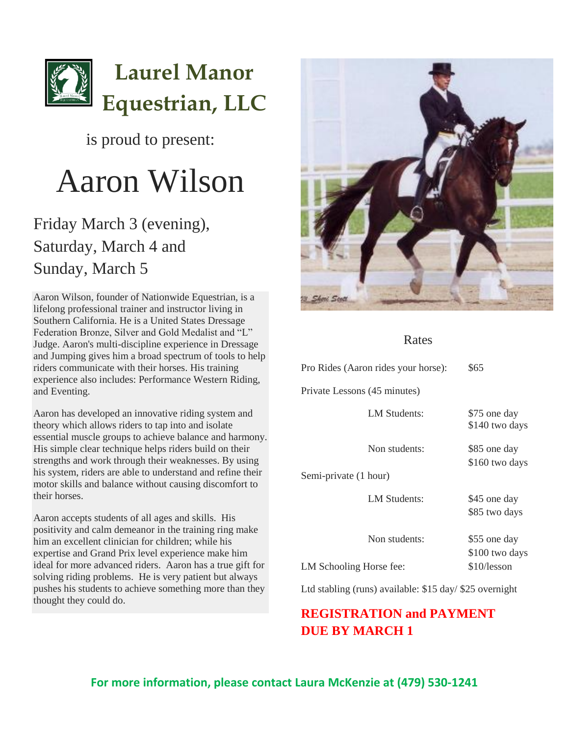# Laurel Manor Equestrian, LLC

is proud to present:

# Aaron Wilson

## Friday March 3 (evening), Saturday, March 4 and Sunday, March 5

Aaron Wilson, founder of Nationwide Equestrian, is a lifelong professional trainer and instructor living in Southern California. He is a United States Dressage Federation Bronze, Silver and Gold Medalist and "L" Judge. Aaron's multi-discipline experience in Dressage and Jumping gives him a broad spectrum of tools to help riders communicate with their horses. His training experience also includes: Performance Western Riding, and Eventing.

Aaron has developed an innovative riding system and theory which allows riders to tap into and isolate essential muscle groups to achieve balance and harmony. His simple clear technique helps riders build on their strengths and work through their weaknesses. By using his system, riders are able to understand and refine their motor skills and balance without causing discomfort to their horses.

Aaron accepts students of all ages and skills. His positivity and calm demeanor in the training ring make him an excellent clinician for children; while his expertise and Grand Prix level experience make him ideal for more advanced riders. Aaron has a true gift for solving riding problems. He is very patient but always pushes his students to achieve something more than they thought they could do.

## Rates

| | | |
|---|---|---|
| Pro Rides (Aaron rides your horse): | | $65 |
| Private Lessons (45 minutes) | | |
| | LM Students: | $75 one day<br>$140 two days |
| | Non students: | $85 one day<br>$160 two days |
| Semi-private (1 hour) | | |
| | LM Students: | $45 one day<br>$85 two days |
| | Non students: | $55 one day<br>$100 two days |
| LM Schooling Horse fee: | | $10/lesson |

Ltd stabling (runs) available: $15 day/ $25 overnight

**REGISTRATION and PAYMENT DUE BY MARCH 1**

**For more information, please contact Laura McKenzie at (479) 530-1241**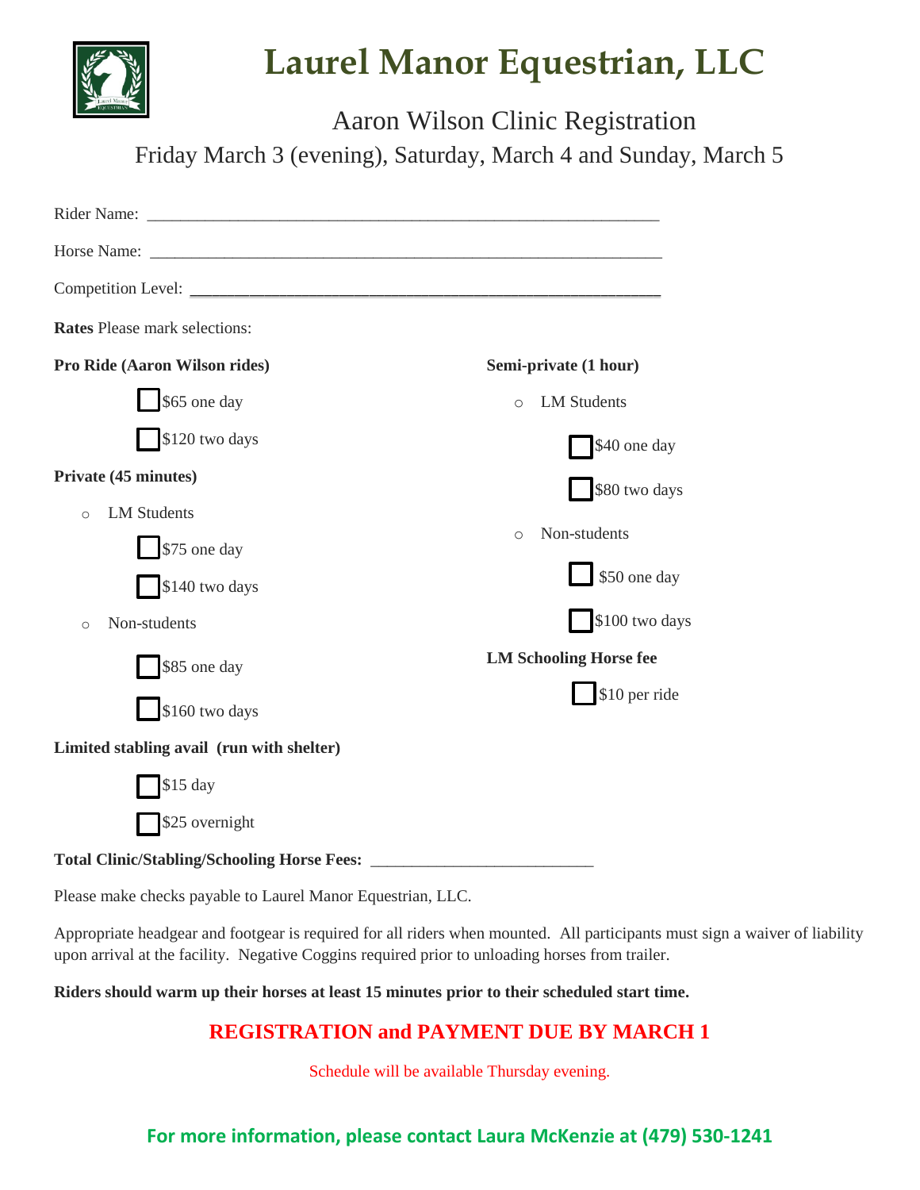# Laurel Manor Equestrian, LLC

## Aaron Wilson Clinic Registration

Friday March 3 (evening), Saturday, March 4 and Sunday, March 5

Rider Name: ___________________________________________________________

Horse Name: ___________________________________________________________

Competition Level: ______________________________________________________

**Rates** Please mark selections:

**Pro Ride (Aaron Wilson rides)**

- ☐ $65 one day
- ☐ $120 two days

**Private (45 minutes)**

- LM Students
  - ☐ $75 one day
  - ☐ $140 two days
- Non-students
  - ☐ $85 one day
  - ☐ $160 two days

**Limited stabling avail (run with shelter)**

- ☐ $15 day
- ☐ $25 overnight

**Semi-private (1 hour)**

- LM Students
  - ☐ $40 one day
  - ☐ $80 two days
- Non-students
  - ☐ $50 one day
  - ☐ $100 two days

**LM Schooling Horse fee**

- ☐ $10 per ride

**Total Clinic/Stabling/Schooling Horse Fees:** __________________________

Please make checks payable to Laurel Manor Equestrian, LLC.

Appropriate headgear and footgear is required for all riders when mounted. All participants must sign a waiver of liability upon arrival at the facility. Negative Coggins required prior to unloading horses from trailer.

**Riders should warm up their horses at least 15 minutes prior to their scheduled start time.**

**REGISTRATION and PAYMENT DUE BY MARCH 1**

Schedule will be available Thursday evening.

**For more information, please contact Laura McKenzie at (479) 530-1241**